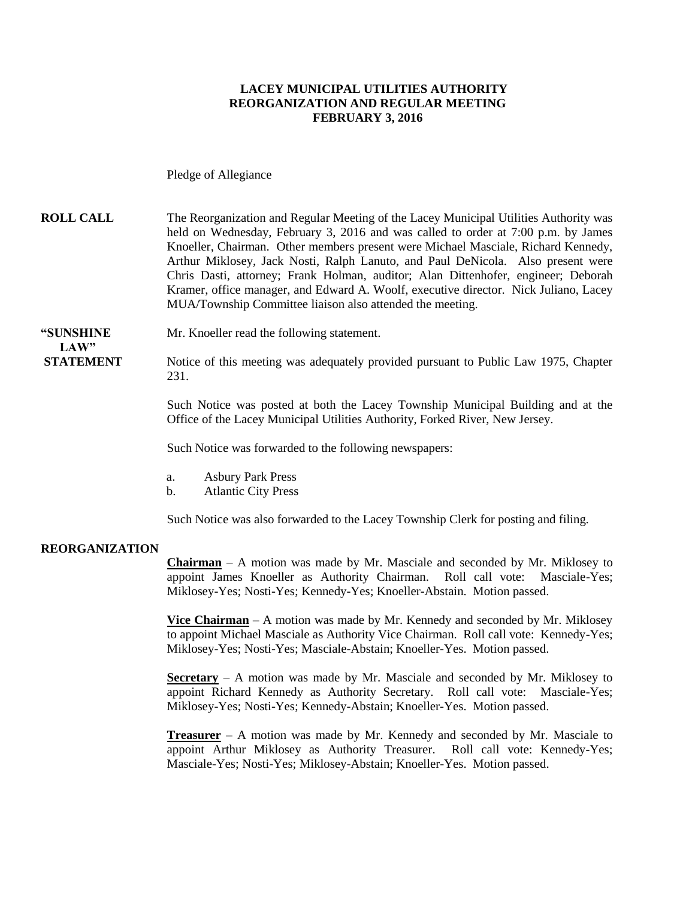# LACEY MUNICIPAL UTILITIES AUTHORITY
## REORGANIZATION AND REGULAR MEETING
## FEBRUARY 3, 2016

Pledge of Allegiance

**ROLL CALL**

The Reorganization and Regular Meeting of the Lacey Municipal Utilities Authority was held on Wednesday, February 3, 2016 and was called to order at 7:00 p.m. by James Knoeller, Chairman. Other members present were Michael Masciale, Richard Kennedy, Arthur Miklosey, Jack Nosti, Ralph Lanuto, and Paul DeNicola. Also present were Chris Dasti, attorney; Frank Holman, auditor; Alan Dittenhofer, engineer; Deborah Kramer, office manager, and Edward A. Woolf, executive director. Nick Juliano, Lacey MUA/Township Committee liaison also attended the meeting.

**"SUNSHINE LAW" STATEMENT**

Mr. Knoeller read the following statement.

Notice of this meeting was adequately provided pursuant to Public Law 1975, Chapter 231.

Such Notice was posted at both the Lacey Township Municipal Building and at the Office of the Lacey Municipal Utilities Authority, Forked River, New Jersey.

Such Notice was forwarded to the following newspapers:

a. Asbury Park Press
b. Atlantic City Press

Such Notice was also forwarded to the Lacey Township Clerk for posting and filing.

**REORGANIZATION**

**Chairman** – A motion was made by Mr. Masciale and seconded by Mr. Miklosey to appoint James Knoeller as Authority Chairman. Roll call vote: Masciale-Yes; Miklosey-Yes; Nosti-Yes; Kennedy-Yes; Knoeller-Abstain. Motion passed.

**Vice Chairman** – A motion was made by Mr. Kennedy and seconded by Mr. Miklosey to appoint Michael Masciale as Authority Vice Chairman. Roll call vote: Kennedy-Yes; Miklosey-Yes; Nosti-Yes; Masciale-Abstain; Knoeller-Yes. Motion passed.

**Secretary** – A motion was made by Mr. Masciale and seconded by Mr. Miklosey to appoint Richard Kennedy as Authority Secretary. Roll call vote: Masciale-Yes; Miklosey-Yes; Nosti-Yes; Kennedy-Abstain; Knoeller-Yes. Motion passed.

**Treasurer** – A motion was made by Mr. Kennedy and seconded by Mr. Masciale to appoint Arthur Miklosey as Authority Treasurer. Roll call vote: Kennedy-Yes; Masciale-Yes; Nosti-Yes; Miklosey-Abstain; Knoeller-Yes. Motion passed.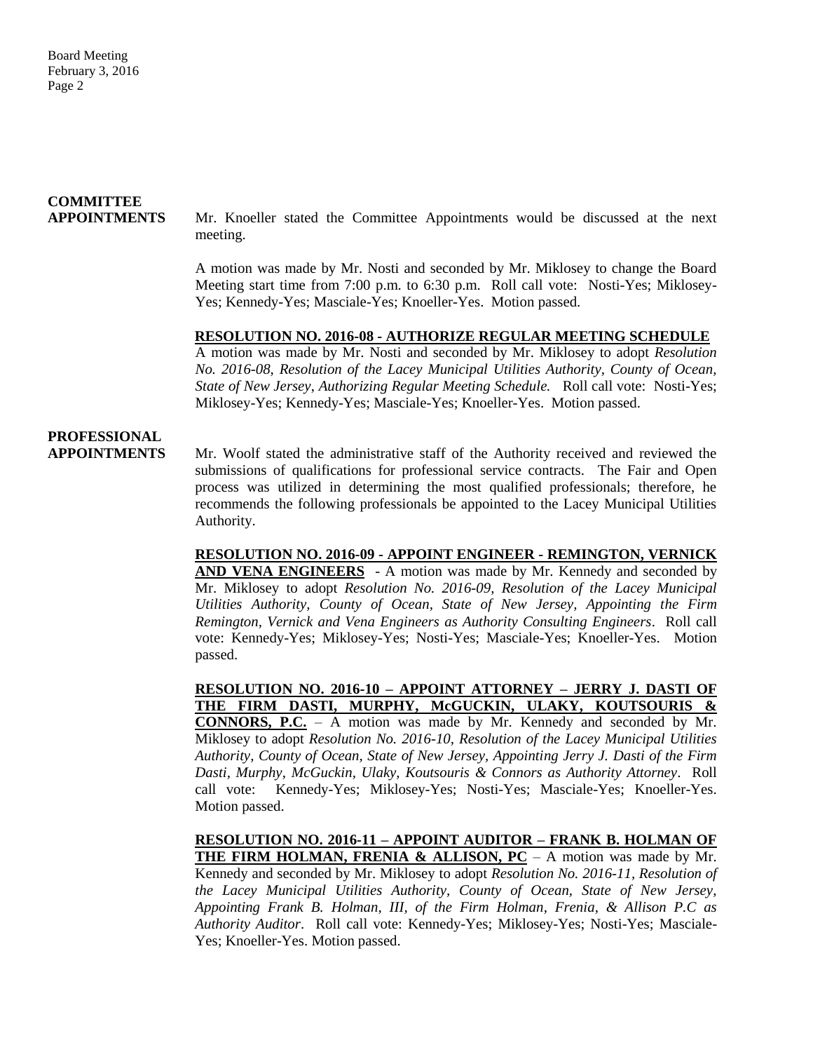**COMMITTEE APPOINTMENTS**

Mr. Knoeller stated the Committee Appointments would be discussed at the next meeting.

A motion was made by Mr. Nosti and seconded by Mr. Miklosey to change the Board Meeting start time from 7:00 p.m. to 6:30 p.m. Roll call vote: Nosti-Yes; Miklosey-Yes; Kennedy-Yes; Masciale-Yes; Knoeller-Yes. Motion passed.

**RESOLUTION NO. 2016-08 - AUTHORIZE REGULAR MEETING SCHEDULE**
A motion was made by Mr. Nosti and seconded by Mr. Miklosey to adopt *Resolution No. 2016-08, Resolution of the Lacey Municipal Utilities Authority, County of Ocean, State of New Jersey, Authorizing Regular Meeting Schedule.* Roll call vote: Nosti-Yes; Miklosey-Yes; Kennedy-Yes; Masciale-Yes; Knoeller-Yes. Motion passed.

**PROFESSIONAL APPOINTMENTS**

Mr. Woolf stated the administrative staff of the Authority received and reviewed the submissions of qualifications for professional service contracts. The Fair and Open process was utilized in determining the most qualified professionals; therefore, he recommends the following professionals be appointed to the Lacey Municipal Utilities Authority.

**RESOLUTION NO. 2016-09 - APPOINT ENGINEER - REMINGTON, VERNICK AND VENA ENGINEERS** - A motion was made by Mr. Kennedy and seconded by Mr. Miklosey to adopt *Resolution No. 2016-09, Resolution of the Lacey Municipal Utilities Authority, County of Ocean, State of New Jersey, Appointing the Firm Remington, Vernick and Vena Engineers as Authority Consulting Engineers*. Roll call vote: Kennedy-Yes; Miklosey-Yes; Nosti-Yes; Masciale-Yes; Knoeller-Yes. Motion passed.

**RESOLUTION NO. 2016-10 – APPOINT ATTORNEY – JERRY J. DASTI OF THE FIRM DASTI, MURPHY, McGUCKIN, ULAKY, KOUTSOURIS & CONNORS, P.C.** – A motion was made by Mr. Kennedy and seconded by Mr. Miklosey to adopt *Resolution No. 2016-10, Resolution of the Lacey Municipal Utilities Authority, County of Ocean, State of New Jersey, Appointing Jerry J. Dasti of the Firm Dasti, Murphy, McGuckin, Ulaky, Koutsouris & Connors as Authority Attorney*. Roll call vote: Kennedy-Yes; Miklosey-Yes; Nosti-Yes; Masciale-Yes; Knoeller-Yes. Motion passed.

**RESOLUTION NO. 2016-11 – APPOINT AUDITOR – FRANK B. HOLMAN OF THE FIRM HOLMAN, FRENIA & ALLISON, PC** – A motion was made by Mr. Kennedy and seconded by Mr. Miklosey to adopt *Resolution No. 2016-11, Resolution of the Lacey Municipal Utilities Authority, County of Ocean, State of New Jersey, Appointing Frank B. Holman, III, of the Firm Holman, Frenia, & Allison P.C as Authority Auditor*. Roll call vote: Kennedy-Yes; Miklosey-Yes; Nosti-Yes; Masciale-Yes; Knoeller-Yes. Motion passed.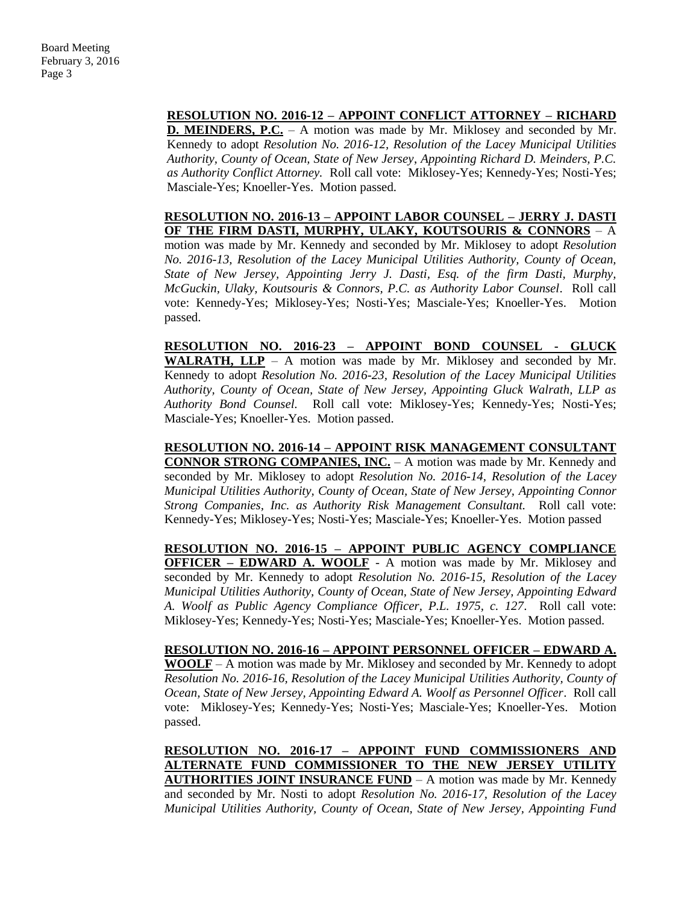**RESOLUTION NO. 2016-12 – APPOINT CONFLICT ATTORNEY – RICHARD D. MEINDERS, P.C.** – A motion was made by Mr. Miklosey and seconded by Mr. Kennedy to adopt *Resolution No. 2016-12, Resolution of the Lacey Municipal Utilities Authority, County of Ocean, State of New Jersey, Appointing Richard D. Meinders, P.C. as Authority Conflict Attorney.* Roll call vote: Miklosey-Yes; Kennedy-Yes; Nosti-Yes; Masciale-Yes; Knoeller-Yes. Motion passed.

**RESOLUTION NO. 2016-13 – APPOINT LABOR COUNSEL – JERRY J. DASTI OF THE FIRM DASTI, MURPHY, ULAKY, KOUTSOURIS & CONNORS** – A motion was made by Mr. Kennedy and seconded by Mr. Miklosey to adopt *Resolution No. 2016-13, Resolution of the Lacey Municipal Utilities Authority, County of Ocean, State of New Jersey, Appointing Jerry J. Dasti, Esq. of the firm Dasti, Murphy, McGuckin, Ulaky, Koutsouris & Connors, P.C. as Authority Labor Counsel*. Roll call vote: Kennedy-Yes; Miklosey-Yes; Nosti-Yes; Masciale-Yes; Knoeller-Yes. Motion passed.

**RESOLUTION NO. 2016-23 – APPOINT BOND COUNSEL - GLUCK WALRATH, LLP** – A motion was made by Mr. Miklosey and seconded by Mr. Kennedy to adopt *Resolution No. 2016-23, Resolution of the Lacey Municipal Utilities Authority, County of Ocean, State of New Jersey, Appointing Gluck Walrath, LLP as Authority Bond Counsel.* Roll call vote: Miklosey-Yes; Kennedy-Yes; Nosti-Yes; Masciale-Yes; Knoeller-Yes. Motion passed.

**RESOLUTION NO. 2016-14 – APPOINT RISK MANAGEMENT CONSULTANT CONNOR STRONG COMPANIES, INC.** – A motion was made by Mr. Kennedy and seconded by Mr. Miklosey to adopt *Resolution No. 2016-14, Resolution of the Lacey Municipal Utilities Authority, County of Ocean, State of New Jersey, Appointing Connor Strong Companies, Inc. as Authority Risk Management Consultant.* Roll call vote: Kennedy-Yes; Miklosey-Yes; Nosti-Yes; Masciale-Yes; Knoeller-Yes. Motion passed

**RESOLUTION NO. 2016-15 – APPOINT PUBLIC AGENCY COMPLIANCE OFFICER – EDWARD A. WOOLF** - A motion was made by Mr. Miklosey and seconded by Mr. Kennedy to adopt *Resolution No. 2016-15, Resolution of the Lacey Municipal Utilities Authority, County of Ocean, State of New Jersey, Appointing Edward A. Woolf as Public Agency Compliance Officer, P.L. 1975, c. 127*. Roll call vote: Miklosey-Yes; Kennedy-Yes; Nosti-Yes; Masciale-Yes; Knoeller-Yes. Motion passed.

**RESOLUTION NO. 2016-16 – APPOINT PERSONNEL OFFICER – EDWARD A. WOOLF** – A motion was made by Mr. Miklosey and seconded by Mr. Kennedy to adopt *Resolution No. 2016-16, Resolution of the Lacey Municipal Utilities Authority, County of Ocean, State of New Jersey, Appointing Edward A. Woolf as Personnel Officer*. Roll call vote: Miklosey-Yes; Kennedy-Yes; Nosti-Yes; Masciale-Yes; Knoeller-Yes. Motion passed.

**RESOLUTION NO. 2016-17 – APPOINT FUND COMMISSIONERS AND ALTERNATE FUND COMMISSIONER TO THE NEW JERSEY UTILITY AUTHORITIES JOINT INSURANCE FUND** – A motion was made by Mr. Kennedy and seconded by Mr. Nosti to adopt *Resolution No. 2016-17, Resolution of the Lacey Municipal Utilities Authority, County of Ocean, State of New Jersey, Appointing Fund*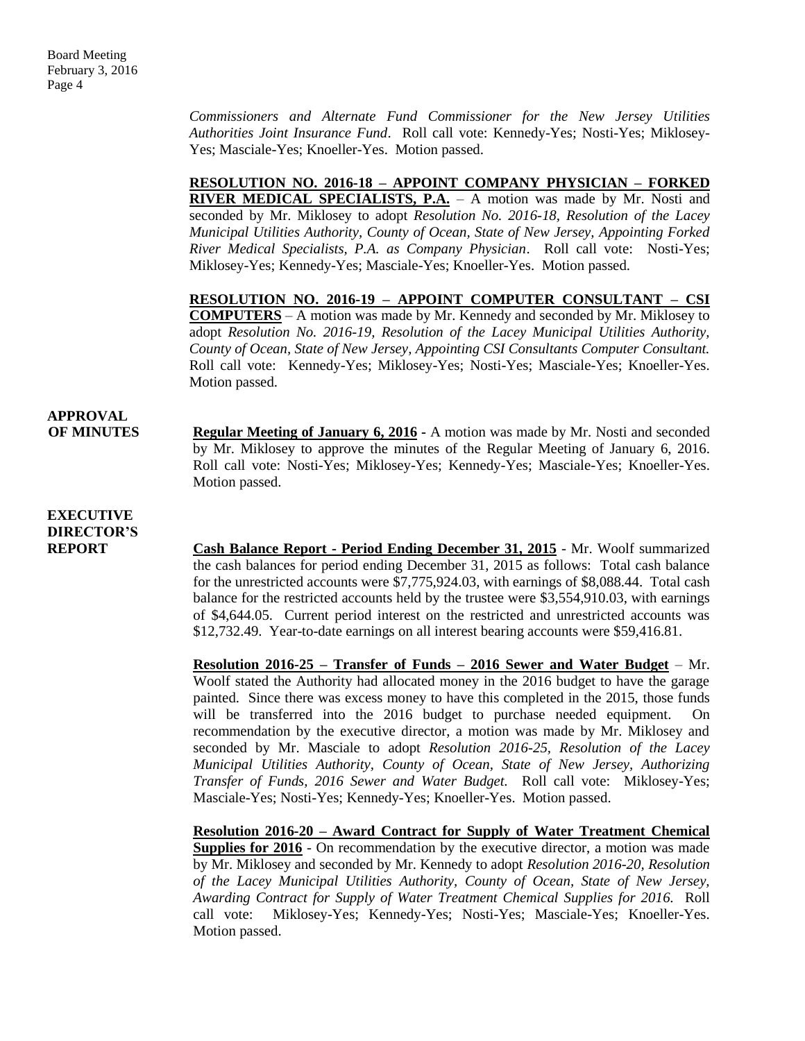*Commissioners and Alternate Fund Commissioner for the New Jersey Utilities Authorities Joint Insurance Fund*. Roll call vote: Kennedy-Yes; Nosti-Yes; Miklosey-Yes; Masciale-Yes; Knoeller-Yes. Motion passed.

**RESOLUTION NO. 2016-18 – APPOINT COMPANY PHYSICIAN – FORKED RIVER MEDICAL SPECIALISTS, P.A.** – A motion was made by Mr. Nosti and seconded by Mr. Miklosey to adopt *Resolution No. 2016-18, Resolution of the Lacey Municipal Utilities Authority, County of Ocean, State of New Jersey, Appointing Forked River Medical Specialists, P.A. as Company Physician*. Roll call vote: Nosti-Yes; Miklosey-Yes; Kennedy-Yes; Masciale-Yes; Knoeller-Yes. Motion passed.

**RESOLUTION NO. 2016-19 – APPOINT COMPUTER CONSULTANT – CSI COMPUTERS** – A motion was made by Mr. Kennedy and seconded by Mr. Miklosey to adopt *Resolution No. 2016-19, Resolution of the Lacey Municipal Utilities Authority, County of Ocean, State of New Jersey, Appointing CSI Consultants Computer Consultant.* Roll call vote: Kennedy-Yes; Miklosey-Yes; Nosti-Yes; Masciale-Yes; Knoeller-Yes. Motion passed.

**APPROVAL OF MINUTES**

**Regular Meeting of January 6, 2016 -** A motion was made by Mr. Nosti and seconded by Mr. Miklosey to approve the minutes of the Regular Meeting of January 6, 2016. Roll call vote: Nosti-Yes; Miklosey-Yes; Kennedy-Yes; Masciale-Yes; Knoeller-Yes. Motion passed.

**EXECUTIVE DIRECTOR'S REPORT**

**Cash Balance Report - Period Ending December 31, 2015** - Mr. Woolf summarized the cash balances for period ending December 31, 2015 as follows: Total cash balance for the unrestricted accounts were $7,775,924.03, with earnings of $8,088.44. Total cash balance for the restricted accounts held by the trustee were $3,554,910.03, with earnings of $4,644.05. Current period interest on the restricted and unrestricted accounts was $12,732.49. Year-to-date earnings on all interest bearing accounts were $59,416.81.

**Resolution 2016-25 – Transfer of Funds – 2016 Sewer and Water Budget** – Mr. Woolf stated the Authority had allocated money in the 2016 budget to have the garage painted. Since there was excess money to have this completed in the 2015, those funds will be transferred into the 2016 budget to purchase needed equipment. On recommendation by the executive director, a motion was made by Mr. Miklosey and seconded by Mr. Masciale to adopt *Resolution 2016-25, Resolution of the Lacey Municipal Utilities Authority, County of Ocean, State of New Jersey, Authorizing Transfer of Funds, 2016 Sewer and Water Budget.* Roll call vote: Miklosey-Yes; Masciale-Yes; Nosti-Yes; Kennedy-Yes; Knoeller-Yes. Motion passed.

**Resolution 2016-20 – Award Contract for Supply of Water Treatment Chemical Supplies for 2016** - On recommendation by the executive director, a motion was made by Mr. Miklosey and seconded by Mr. Kennedy to adopt *Resolution 2016-20, Resolution of the Lacey Municipal Utilities Authority, County of Ocean, State of New Jersey, Awarding Contract for Supply of Water Treatment Chemical Supplies for 2016.* Roll call vote: Miklosey-Yes; Kennedy-Yes; Nosti-Yes; Masciale-Yes; Knoeller-Yes. Motion passed.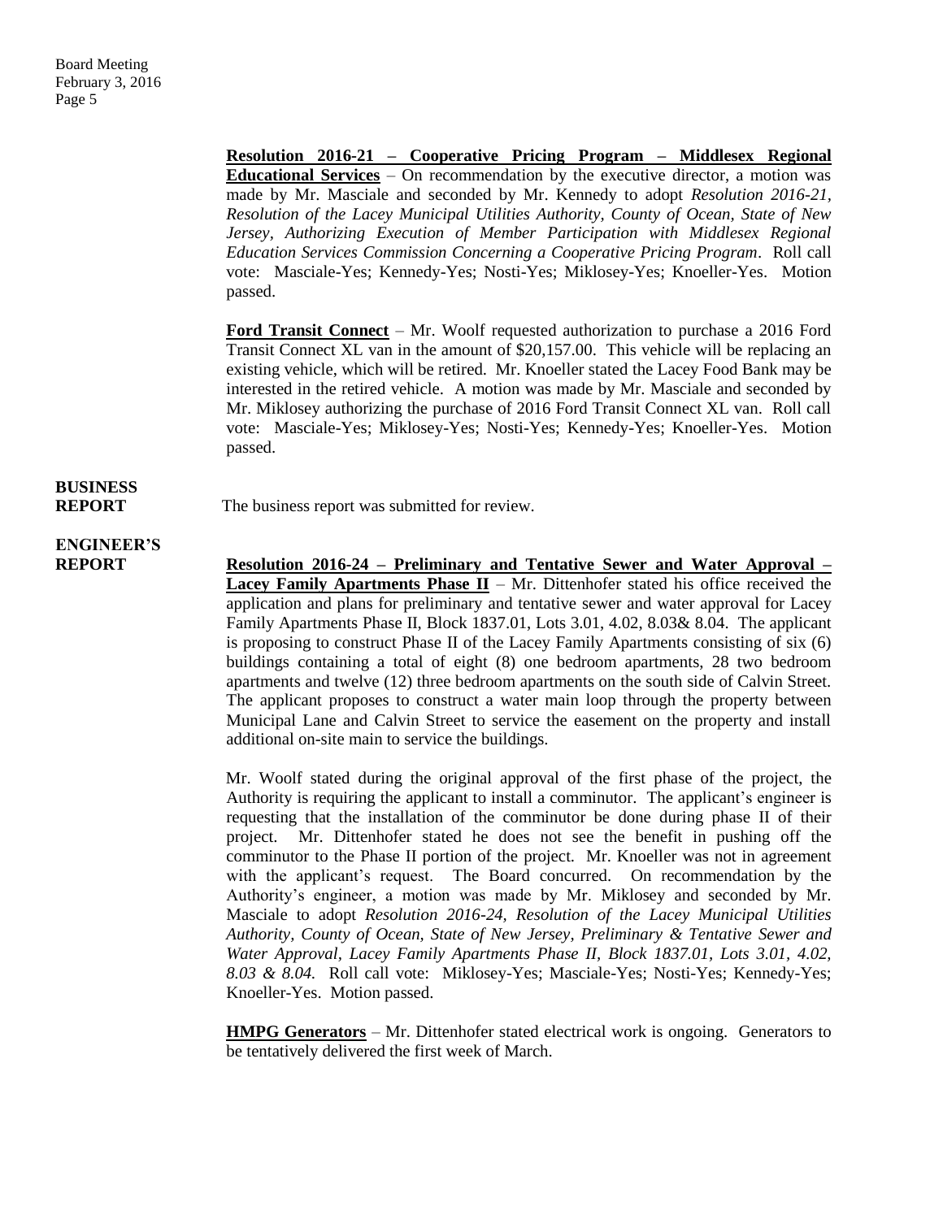**Resolution 2016-21 – Cooperative Pricing Program – Middlesex Regional Educational Services** – On recommendation by the executive director, a motion was made by Mr. Masciale and seconded by Mr. Kennedy to adopt *Resolution 2016-21, Resolution of the Lacey Municipal Utilities Authority, County of Ocean, State of New Jersey, Authorizing Execution of Member Participation with Middlesex Regional Education Services Commission Concerning a Cooperative Pricing Program*. Roll call vote: Masciale-Yes; Kennedy-Yes; Nosti-Yes; Miklosey-Yes; Knoeller-Yes. Motion passed.

**Ford Transit Connect** – Mr. Woolf requested authorization to purchase a 2016 Ford Transit Connect XL van in the amount of $20,157.00. This vehicle will be replacing an existing vehicle, which will be retired. Mr. Knoeller stated the Lacey Food Bank may be interested in the retired vehicle. A motion was made by Mr. Masciale and seconded by Mr. Miklosey authorizing the purchase of 2016 Ford Transit Connect XL van. Roll call vote: Masciale-Yes; Miklosey-Yes; Nosti-Yes; Kennedy-Yes; Knoeller-Yes. Motion passed.

**BUSINESS REPORT**

The business report was submitted for review.

**ENGINEER'S REPORT**

**Resolution 2016-24 – Preliminary and Tentative Sewer and Water Approval – Lacey Family Apartments Phase II** – Mr. Dittenhofer stated his office received the application and plans for preliminary and tentative sewer and water approval for Lacey Family Apartments Phase II, Block 1837.01, Lots 3.01, 4.02, 8.03& 8.04. The applicant is proposing to construct Phase II of the Lacey Family Apartments consisting of six (6) buildings containing a total of eight (8) one bedroom apartments, 28 two bedroom apartments and twelve (12) three bedroom apartments on the south side of Calvin Street. The applicant proposes to construct a water main loop through the property between Municipal Lane and Calvin Street to service the easement on the property and install additional on-site main to service the buildings.

Mr. Woolf stated during the original approval of the first phase of the project, the Authority is requiring the applicant to install a comminutor. The applicant's engineer is requesting that the installation of the comminutor be done during phase II of their project. Mr. Dittenhofer stated he does not see the benefit in pushing off the comminutor to the Phase II portion of the project. Mr. Knoeller was not in agreement with the applicant's request. The Board concurred. On recommendation by the Authority's engineer, a motion was made by Mr. Miklosey and seconded by Mr. Masciale to adopt *Resolution 2016-24, Resolution of the Lacey Municipal Utilities Authority, County of Ocean, State of New Jersey, Preliminary & Tentative Sewer and Water Approval, Lacey Family Apartments Phase II, Block 1837.01, Lots 3.01, 4.02, 8.03 & 8.04.* Roll call vote: Miklosey-Yes; Masciale-Yes; Nosti-Yes; Kennedy-Yes; Knoeller-Yes. Motion passed.

**HMPG Generators** – Mr. Dittenhofer stated electrical work is ongoing. Generators to be tentatively delivered the first week of March.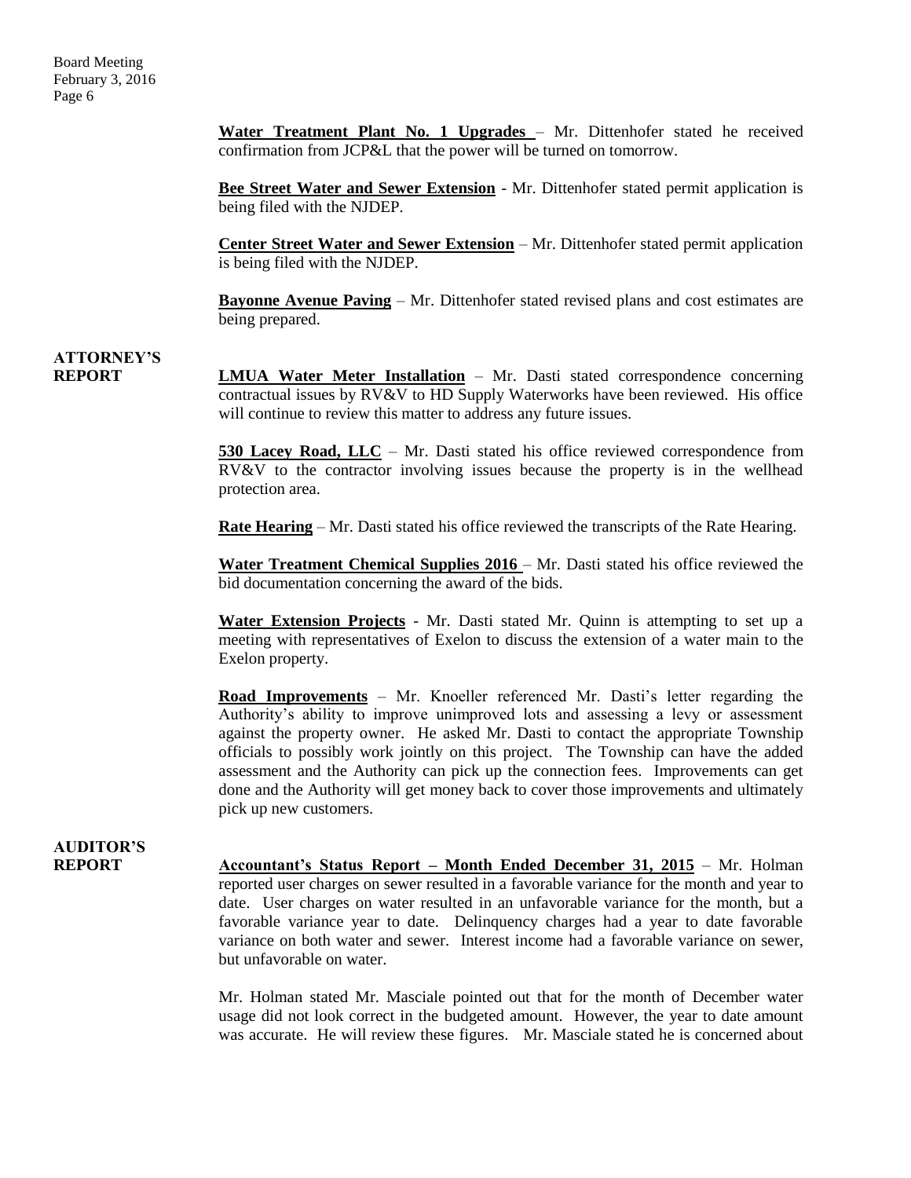**Water Treatment Plant No. 1 Upgrades** – Mr. Dittenhofer stated he received confirmation from JCP&L that the power will be turned on tomorrow.

**Bee Street Water and Sewer Extension** - Mr. Dittenhofer stated permit application is being filed with the NJDEP.

**Center Street Water and Sewer Extension** – Mr. Dittenhofer stated permit application is being filed with the NJDEP.

**Bayonne Avenue Paving** – Mr. Dittenhofer stated revised plans and cost estimates are being prepared.

**ATTORNEY'S REPORT**

**LMUA Water Meter Installation** – Mr. Dasti stated correspondence concerning contractual issues by RV&V to HD Supply Waterworks have been reviewed. His office will continue to review this matter to address any future issues.

**530 Lacey Road, LLC** – Mr. Dasti stated his office reviewed correspondence from RV&V to the contractor involving issues because the property is in the wellhead protection area.

**Rate Hearing** – Mr. Dasti stated his office reviewed the transcripts of the Rate Hearing.

**Water Treatment Chemical Supplies 2016** – Mr. Dasti stated his office reviewed the bid documentation concerning the award of the bids.

**Water Extension Projects** - Mr. Dasti stated Mr. Quinn is attempting to set up a meeting with representatives of Exelon to discuss the extension of a water main to the Exelon property.

**Road Improvements** – Mr. Knoeller referenced Mr. Dasti's letter regarding the Authority's ability to improve unimproved lots and assessing a levy or assessment against the property owner. He asked Mr. Dasti to contact the appropriate Township officials to possibly work jointly on this project. The Township can have the added assessment and the Authority can pick up the connection fees. Improvements can get done and the Authority will get money back to cover those improvements and ultimately pick up new customers.

**AUDITOR'S REPORT**

**Accountant's Status Report – Month Ended December 31, 2015** – Mr. Holman reported user charges on sewer resulted in a favorable variance for the month and year to date. User charges on water resulted in an unfavorable variance for the month, but a favorable variance year to date. Delinquency charges had a year to date favorable variance on both water and sewer. Interest income had a favorable variance on sewer, but unfavorable on water.

Mr. Holman stated Mr. Masciale pointed out that for the month of December water usage did not look correct in the budgeted amount. However, the year to date amount was accurate. He will review these figures. Mr. Masciale stated he is concerned about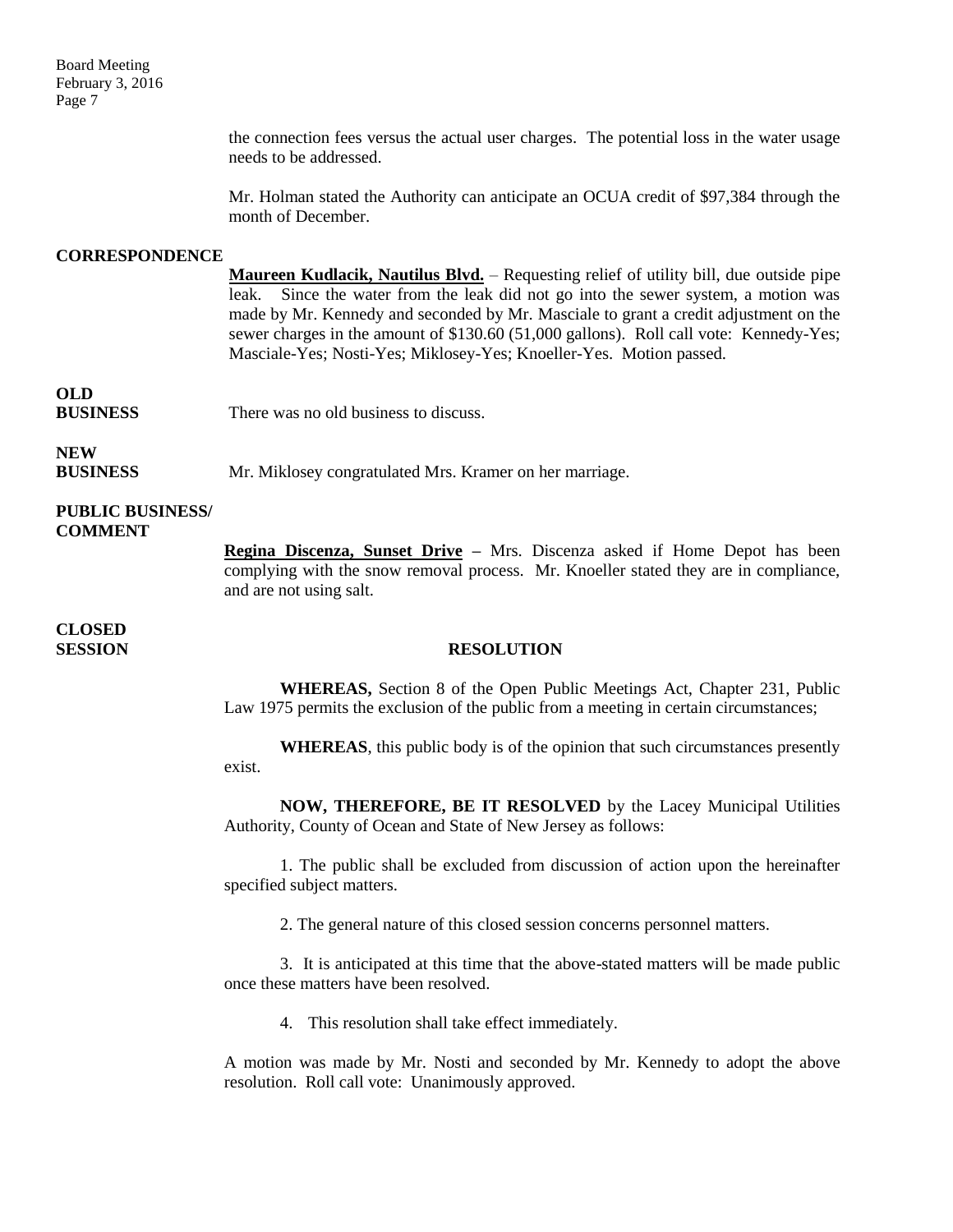the connection fees versus the actual user charges. The potential loss in the water usage needs to be addressed.

Mr. Holman stated the Authority can anticipate an OCUA credit of $97,384 through the month of December.

**CORRESPONDENCE**

**Maureen Kudlacik, Nautilus Blvd.** – Requesting relief of utility bill, due outside pipe leak. Since the water from the leak did not go into the sewer system, a motion was made by Mr. Kennedy and seconded by Mr. Masciale to grant a credit adjustment on the sewer charges in the amount of $130.60 (51,000 gallons). Roll call vote: Kennedy-Yes; Masciale-Yes; Nosti-Yes; Miklosey-Yes; Knoeller-Yes. Motion passed.

**OLD BUSINESS**

There was no old business to discuss.

**NEW BUSINESS**

Mr. Miklosey congratulated Mrs. Kramer on her marriage.

**PUBLIC BUSINESS/ COMMENT**

**Regina Discenza, Sunset Drive** – Mrs. Discenza asked if Home Depot has been complying with the snow removal process. Mr. Knoeller stated they are in compliance, and are not using salt.

**CLOSED SESSION**

**RESOLUTION**

**WHEREAS,** Section 8 of the Open Public Meetings Act, Chapter 231, Public Law 1975 permits the exclusion of the public from a meeting in certain circumstances;

**WHEREAS**, this public body is of the opinion that such circumstances presently exist.

**NOW, THEREFORE, BE IT RESOLVED** by the Lacey Municipal Utilities Authority, County of Ocean and State of New Jersey as follows:

1. The public shall be excluded from discussion of action upon the hereinafter specified subject matters.

2. The general nature of this closed session concerns personnel matters.

3. It is anticipated at this time that the above-stated matters will be made public once these matters have been resolved.

4. This resolution shall take effect immediately.

A motion was made by Mr. Nosti and seconded by Mr. Kennedy to adopt the above resolution. Roll call vote: Unanimously approved.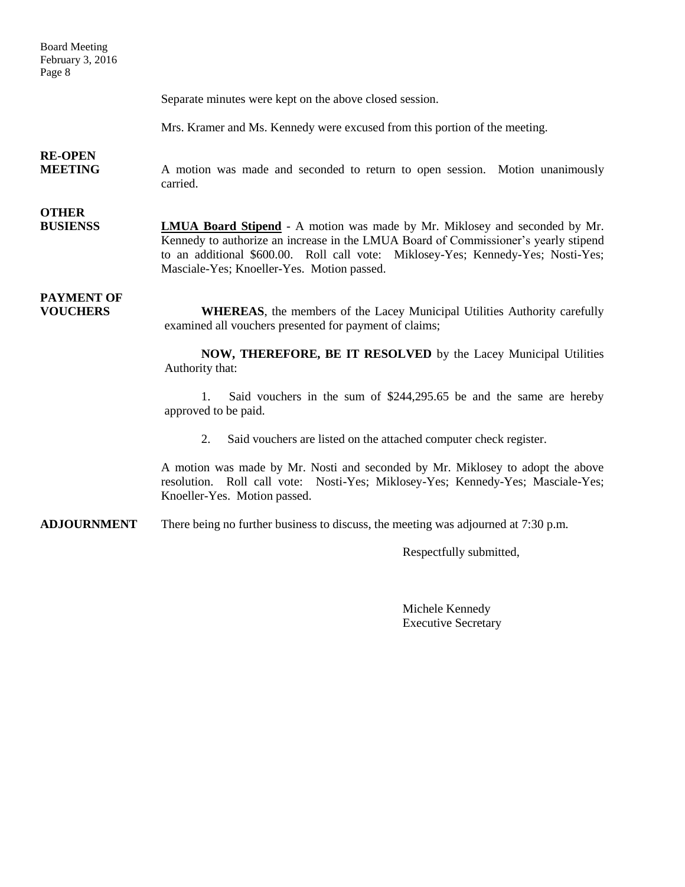Separate minutes were kept on the above closed session.

Mrs. Kramer and Ms. Kennedy were excused from this portion of the meeting.

**RE-OPEN MEETING**

A motion was made and seconded to return to open session. Motion unanimously carried.

**OTHER BUSIENSS**

**LMUA Board Stipend** - A motion was made by Mr. Miklosey and seconded by Mr. Kennedy to authorize an increase in the LMUA Board of Commissioner's yearly stipend to an additional $600.00. Roll call vote: Miklosey-Yes; Kennedy-Yes; Nosti-Yes; Masciale-Yes; Knoeller-Yes. Motion passed.

**PAYMENT OF VOUCHERS**

**WHEREAS**, the members of the Lacey Municipal Utilities Authority carefully examined all vouchers presented for payment of claims;

**NOW, THEREFORE, BE IT RESOLVED** by the Lacey Municipal Utilities Authority that:

1. Said vouchers in the sum of $244,295.65 be and the same are hereby approved to be paid.
2. Said vouchers are listed on the attached computer check register.

A motion was made by Mr. Nosti and seconded by Mr. Miklosey to adopt the above resolution. Roll call vote: Nosti-Yes; Miklosey-Yes; Kennedy-Yes; Masciale-Yes; Knoeller-Yes. Motion passed.

**ADJOURNMENT**

There being no further business to discuss, the meeting was adjourned at 7:30 p.m.

Respectfully submitted,

Michele Kennedy
Executive Secretary